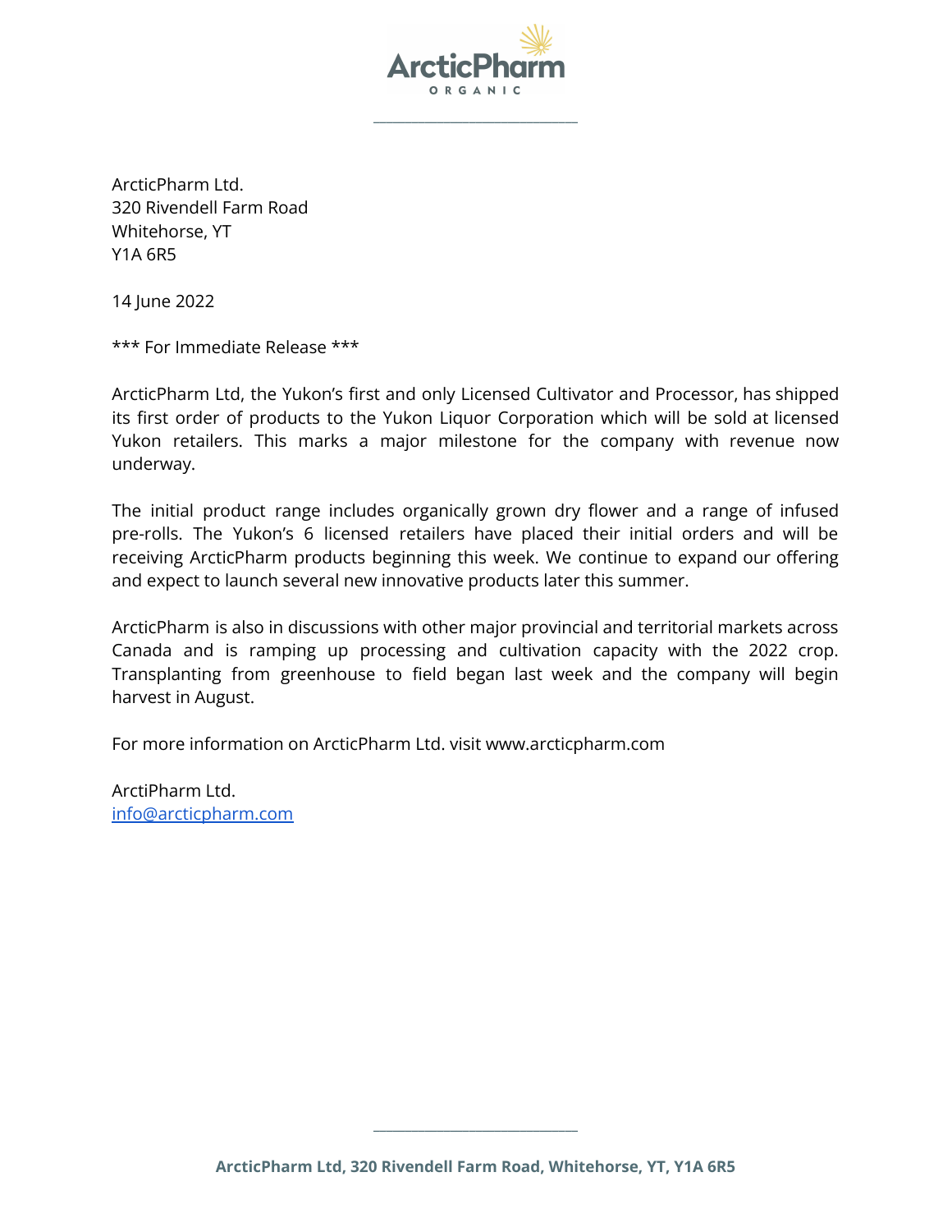ArcticPharm Ltd.
320 Rivendell Farm Road
Whitehorse, YT
Y1A 6R5

14 June 2022

*** For Immediate Release ***

ArcticPharm Ltd, the Yukon's first and only Licensed Cultivator and Processor, has shipped its first order of products to the Yukon Liquor Corporation which will be sold at licensed Yukon retailers. This marks a major milestone for the company with revenue now underway.

The initial product range includes organically grown dry flower and a range of infused pre-rolls. The Yukon's 6 licensed retailers have placed their initial orders and will be receiving ArcticPharm products beginning this week. We continue to expand our offering and expect to launch several new innovative products later this summer.

ArcticPharm is also in discussions with other major provincial and territorial markets across Canada and is ramping up processing and cultivation capacity with the 2022 crop. Transplanting from greenhouse to field began last week and the company will begin harvest in August.

For more information on ArcticPharm Ltd. visit www.arcticpharm.com

ArctiPharm Ltd.
info@arcticpharm.com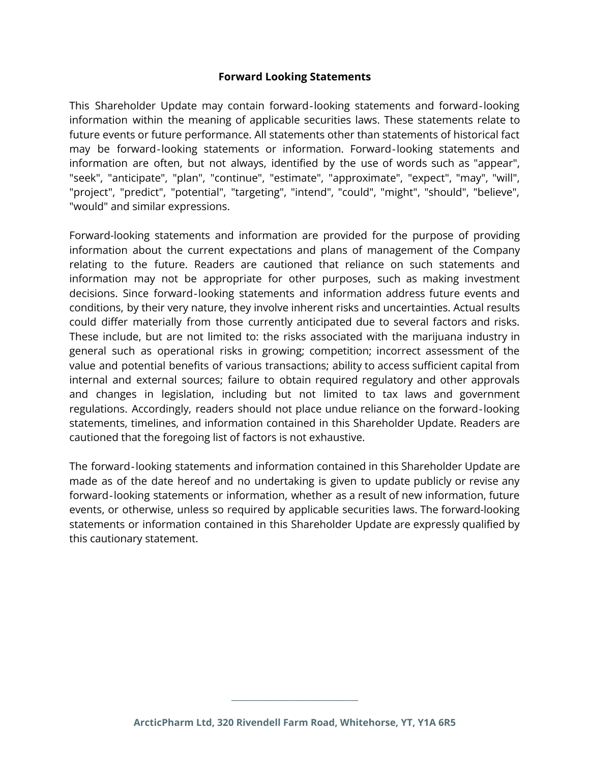**Forward Looking Statements**

This Shareholder Update may contain forward-looking statements and forward-looking information within the meaning of applicable securities laws. These statements relate to future events or future performance. All statements other than statements of historical fact may be forward-looking statements or information. Forward-looking statements and information are often, but not always, identified by the use of words such as "appear", "seek", "anticipate", "plan", "continue", "estimate", "approximate", "expect", "may", "will", "project", "predict", "potential", "targeting", "intend", "could", "might", "should", "believe", "would" and similar expressions.

Forward-looking statements and information are provided for the purpose of providing information about the current expectations and plans of management of the Company relating to the future. Readers are cautioned that reliance on such statements and information may not be appropriate for other purposes, such as making investment decisions. Since forward-looking statements and information address future events and conditions, by their very nature, they involve inherent risks and uncertainties. Actual results could differ materially from those currently anticipated due to several factors and risks. These include, but are not limited to: the risks associated with the marijuana industry in general such as operational risks in growing; competition; incorrect assessment of the value and potential benefits of various transactions; ability to access sufficient capital from internal and external sources; failure to obtain required regulatory and other approvals and changes in legislation, including but not limited to tax laws and government regulations. Accordingly, readers should not place undue reliance on the forward-looking statements, timelines, and information contained in this Shareholder Update. Readers are cautioned that the foregoing list of factors is not exhaustive.

The forward-looking statements and information contained in this Shareholder Update are made as of the date hereof and no undertaking is given to update publicly or revise any forward-looking statements or information, whether as a result of new information, future events, or otherwise, unless so required by applicable securities laws. The forward-looking statements or information contained in this Shareholder Update are expressly qualified by this cautionary statement.

**ArcticPharm Ltd, 320 Rivendell Farm Road, Whitehorse, YT, Y1A 6R5**